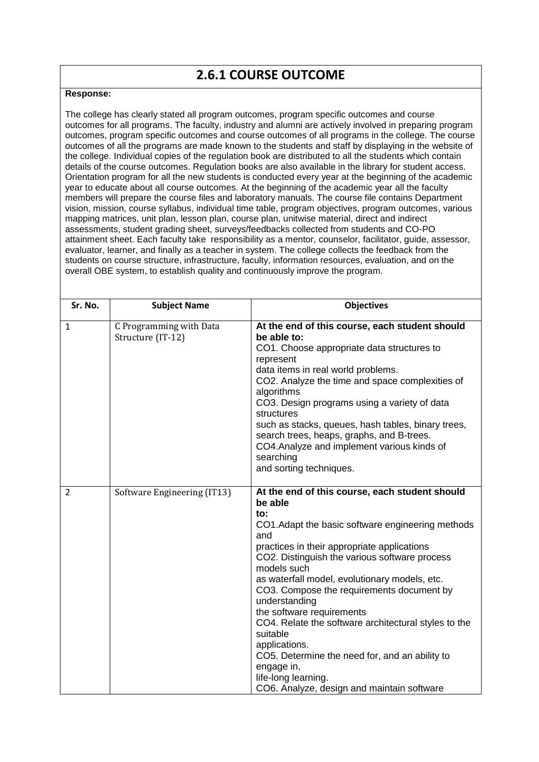# 2.6.1 COURSE OUTCOME

**Response:**

The college has clearly stated all program outcomes, program specific outcomes and course outcomes for all programs. The faculty, industry and alumni are actively involved in preparing program outcomes, program specific outcomes and course outcomes of all programs in the college. The course outcomes of all the programs are made known to the students and staff by displaying in the website of the college. Individual copies of the regulation book are distributed to all the students which contain details of the course outcomes. Regulation books are also available in the library for student access. Orientation program for all the new students is conducted every year at the beginning of the academic year to educate about all course outcomes. At the beginning of the academic year all the faculty members will prepare the course files and laboratory manuals. The course file contains Department vision, mission, course syllabus, individual time table, program objectives, program outcomes, various mapping matrices, unit plan, lesson plan, course plan, unitwise material, direct and indirect assessments, student grading sheet, surveys/feedbacks collected from students and CO-PO attainment sheet. Each faculty take responsibility as a mentor, counselor, facilitator, guide, assessor, evaluator, learner, and finally as a teacher in system. The college collects the feedback from the students on course structure, infrastructure, faculty, information resources, evaluation, and on the overall OBE system, to establish quality and continuously improve the program.

| Sr. No. | Subject Name | Objectives |
|---|---|---|
| 1 | C Programming with Data Structure (IT-12) | **At the end of this course, each student should be able to:**<br>CO1. Choose appropriate data structures to represent data items in real world problems.<br>CO2. Analyze the time and space complexities of algorithms<br>CO3. Design programs using a variety of data structures such as stacks, queues, hash tables, binary trees, search trees, heaps, graphs, and B-trees.<br>CO4.Analyze and implement various kinds of searching and sorting techniques. |
| 2 | Software Engineering (IT13) | **At the end of this course, each student should be able to:**<br>CO1.Adapt the basic software engineering methods and practices in their appropriate applications<br>CO2. Distinguish the various software process models such as waterfall model, evolutionary models, etc.<br>CO3. Compose the requirements document by understanding the software requirements<br>CO4. Relate the software architectural styles to the suitable applications.<br>CO5. Determine the need for, and an ability to engage in, life-long learning.<br>CO6. Analyze, design and maintain software |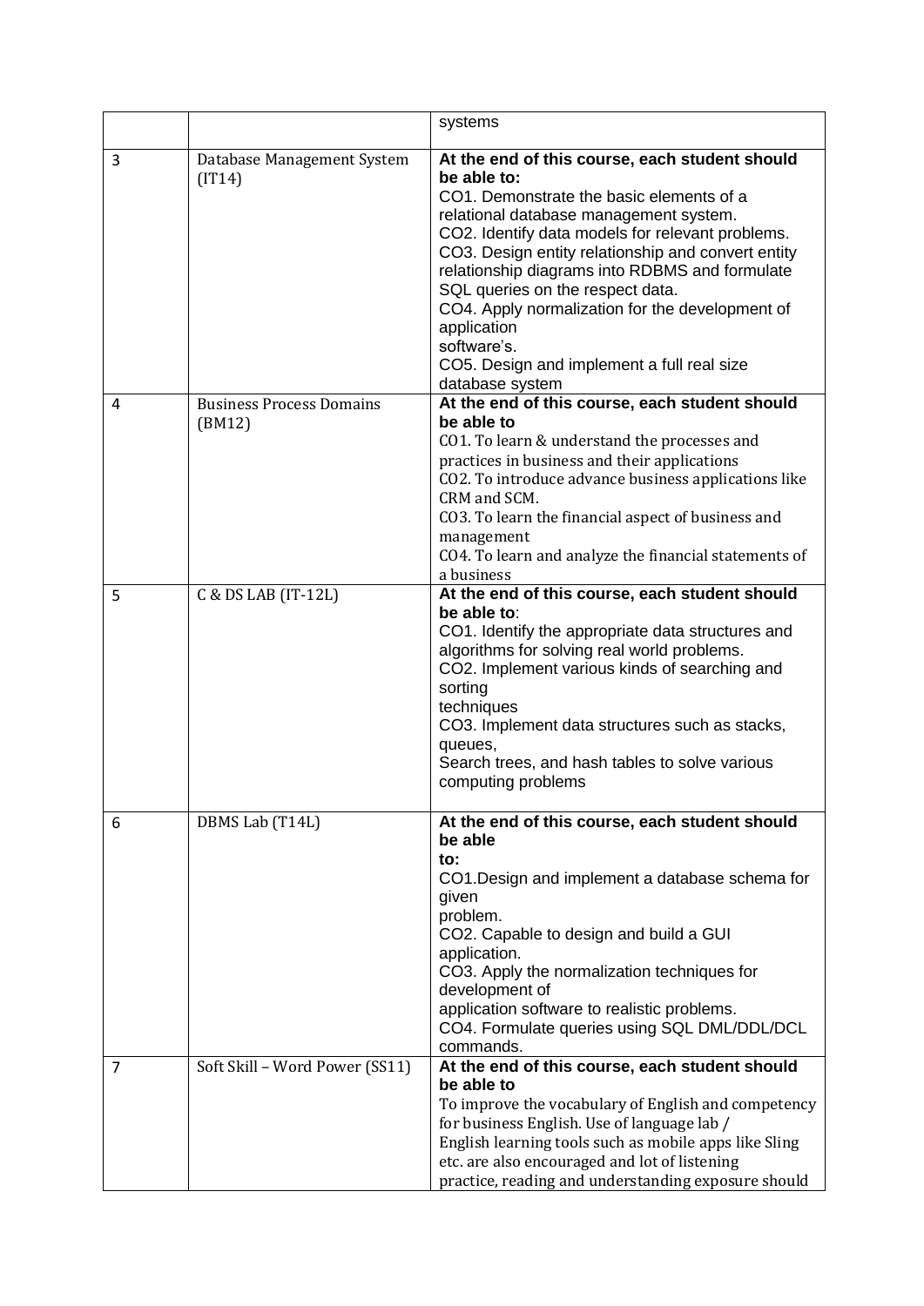|  |  | systems |
|---|---|---|
| 3 | Database Management System (IT14) | **At the end of this course, each student should be able to:** CO1. Demonstrate the basic elements of a relational database management system. CO2. Identify data models for relevant problems. CO3. Design entity relationship and convert entity relationship diagrams into RDBMS and formulate SQL queries on the respect data. CO4. Apply normalization for the development of application software's. CO5. Design and implement a full real size database system |
| 4 | Business Process Domains (BM12) | **At the end of this course, each student should be able to** CO1. To learn & understand the processes and practices in business and their applications CO2. To introduce advance business applications like CRM and SCM. CO3. To learn the financial aspect of business and management CO4. To learn and analyze the financial statements of a business |
| 5 | C & DS LAB (IT-12L) | **At the end of this course, each student should be able to**: CO1. Identify the appropriate data structures and algorithms for solving real world problems. CO2. Implement various kinds of searching and sorting techniques CO3. Implement data structures such as stacks, queues, Search trees, and hash tables to solve various computing problems |
| 6 | DBMS Lab (T14L) | **At the end of this course, each student should be able to:** CO1.Design and implement a database schema for given problem. CO2. Capable to design and build a GUI application. CO3. Apply the normalization techniques for development of application software to realistic problems. CO4. Formulate queries using SQL DML/DDL/DCL commands. |
| 7 | Soft Skill – Word Power (SS11) | **At the end of this course, each student should be able to** To improve the vocabulary of English and competency for business English. Use of language lab / English learning tools such as mobile apps like Sling etc. are also encouraged and lot of listening practice, reading and understanding exposure should |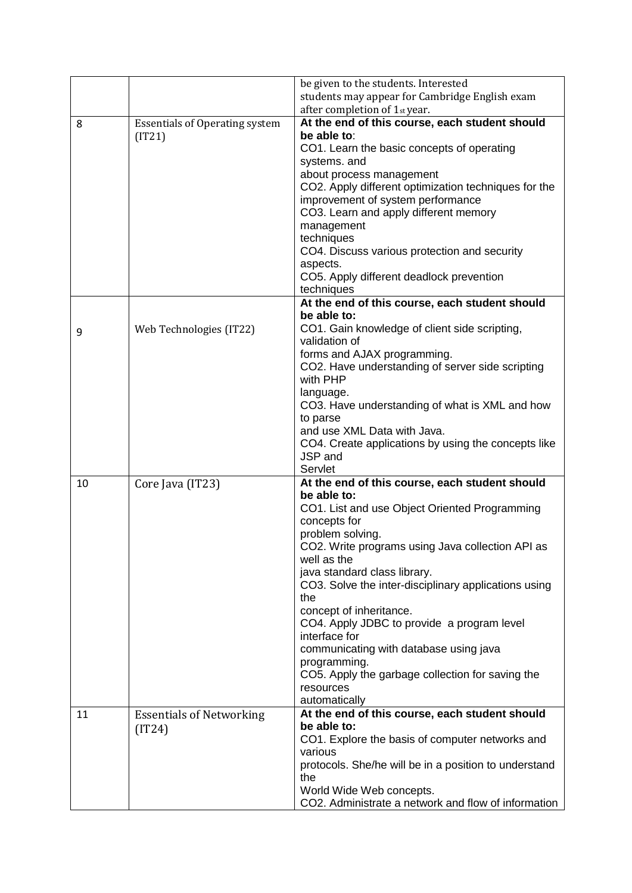| | | |
|---|---|---|
| | | be given to the students. Interested students may appear for Cambridge English exam after completion of 1st year. |
| 8 | Essentials of Operating system (IT21) | **At the end of this course, each student should be able to**:<br>CO1. Learn the basic concepts of operating systems. and about process management<br>CO2. Apply different optimization techniques for the improvement of system performance<br>CO3. Learn and apply different memory management techniques<br>CO4. Discuss various protection and security aspects.<br>CO5. Apply different deadlock prevention techniques |
| 9 | Web Technologies (IT22) | **At the end of this course, each student should be able to:**<br>CO1. Gain knowledge of client side scripting, validation of forms and AJAX programming.<br>CO2. Have understanding of server side scripting with PHP language.<br>CO3. Have understanding of what is XML and how to parse and use XML Data with Java.<br>CO4. Create applications by using the concepts like JSP and Servlet |
| 10 | Core Java (IT23) | **At the end of this course, each student should be able to:**<br>CO1. List and use Object Oriented Programming concepts for problem solving.<br>CO2. Write programs using Java collection API as well as the java standard class library.<br>CO3. Solve the inter-disciplinary applications using the concept of inheritance.<br>CO4. Apply JDBC to provide a program level interface for communicating with database using java programming.<br>CO5. Apply the garbage collection for saving the resources automatically |
| 11 | Essentials of Networking (IT24) | **At the end of this course, each student should be able to:**<br>CO1. Explore the basis of computer networks and various protocols. She/he will be in a position to understand the World Wide Web concepts.<br>CO2. Administrate a network and flow of information |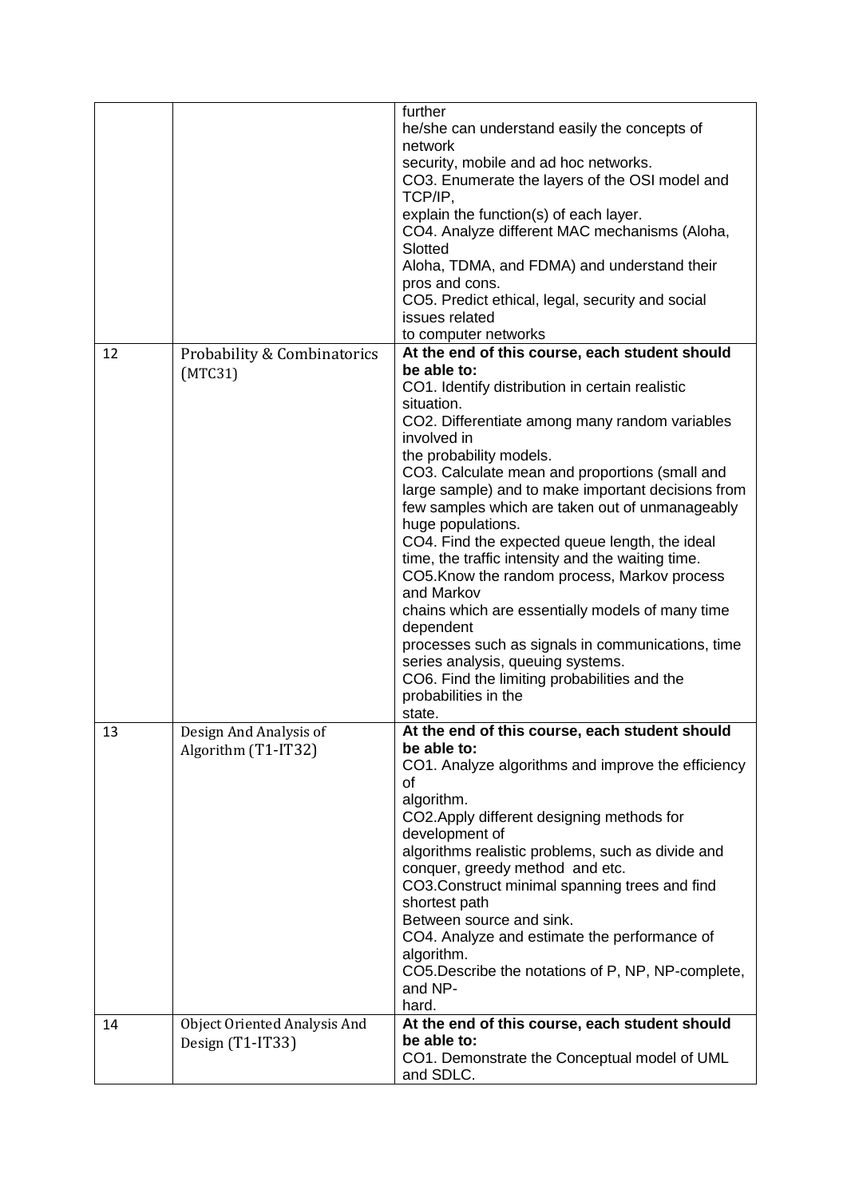| | | |
|---|---|---|
| | | further he/she can understand easily the concepts of network security, mobile and ad hoc networks.<br>CO3. Enumerate the layers of the OSI model and TCP/IP, explain the function(s) of each layer.<br>CO4. Analyze different MAC mechanisms (Aloha, Slotted Aloha, TDMA, and FDMA) and understand their pros and cons.<br>CO5. Predict ethical, legal, security and social issues related to computer networks |
| 12 | Probability & Combinatorics (MTC31) | **At the end of this course, each student should be able to:**<br>CO1. Identify distribution in certain realistic situation.<br>CO2. Differentiate among many random variables involved in the probability models.<br>CO3. Calculate mean and proportions (small and large sample) and to make important decisions from few samples which are taken out of unmanageably huge populations.<br>CO4. Find the expected queue length, the ideal time, the traffic intensity and the waiting time.<br>CO5.Know the random process, Markov process and Markov chains which are essentially models of many time dependent processes such as signals in communications, time series analysis, queuing systems.<br>CO6. Find the limiting probabilities and the probabilities in the state. |
| 13 | Design And Analysis of Algorithm (T1-IT32) | **At the end of this course, each student should be able to:**<br>CO1. Analyze algorithms and improve the efficiency of algorithm.<br>CO2.Apply different designing methods for development of algorithms realistic problems, such as divide and conquer, greedy method and etc.<br>CO3.Construct minimal spanning trees and find shortest path Between source and sink.<br>CO4. Analyze and estimate the performance of algorithm.<br>CO5.Describe the notations of P, NP, NP-complete, and NP-hard. |
| 14 | Object Oriented Analysis And Design (T1-IT33) | **At the end of this course, each student should be able to:**<br>CO1. Demonstrate the Conceptual model of UML and SDLC. |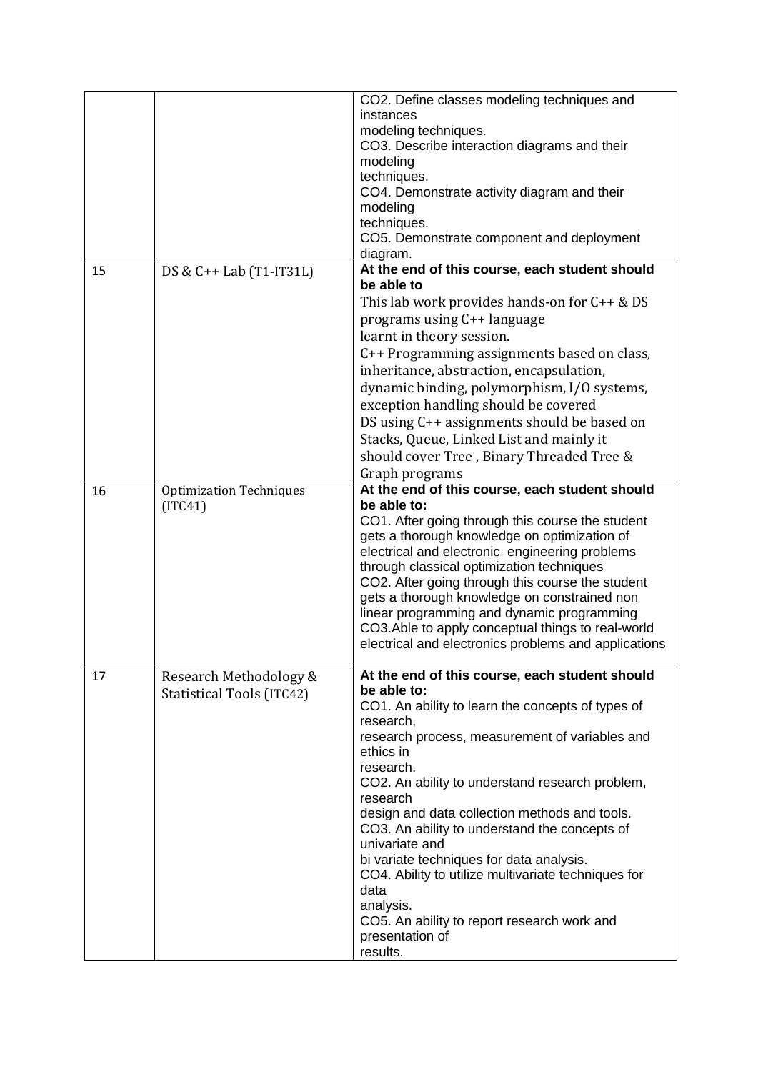| | | |
|---|---|---|
| | | CO2. Define classes modeling techniques and instances modeling techniques.<br>CO3. Describe interaction diagrams and their modeling techniques.<br>CO4. Demonstrate activity diagram and their modeling techniques.<br>CO5. Demonstrate component and deployment diagram. |
| 15 | DS & C++ Lab (T1-IT31L) | **At the end of this course, each student should be able to**<br>This lab work provides hands-on for C++ & DS programs using C++ language learnt in theory session.<br>C++ Programming assignments based on class, inheritance, abstraction, encapsulation, dynamic binding, polymorphism, I/O systems, exception handling should be covered<br>DS using C++ assignments should be based on Stacks, Queue, Linked List and mainly it should cover Tree , Binary Threaded Tree & Graph programs |
| 16 | Optimization Techniques (ITC41) | **At the end of this course, each student should be able to:**<br>CO1. After going through this course the student gets a thorough knowledge on optimization of electrical and electronic engineering problems through classical optimization techniques<br>CO2. After going through this course the student gets a thorough knowledge on constrained non linear programming and dynamic programming<br>CO3.Able to apply conceptual things to real-world electrical and electronics problems and applications |
| 17 | Research Methodology & Statistical Tools (ITC42) | **At the end of this course, each student should be able to:**<br>CO1. An ability to learn the concepts of types of research, research process, measurement of variables and ethics in research.<br>CO2. An ability to understand research problem, research design and data collection methods and tools.<br>CO3. An ability to understand the concepts of univariate and bi variate techniques for data analysis.<br>CO4. Ability to utilize multivariate techniques for data analysis.<br>CO5. An ability to report research work and presentation of results. |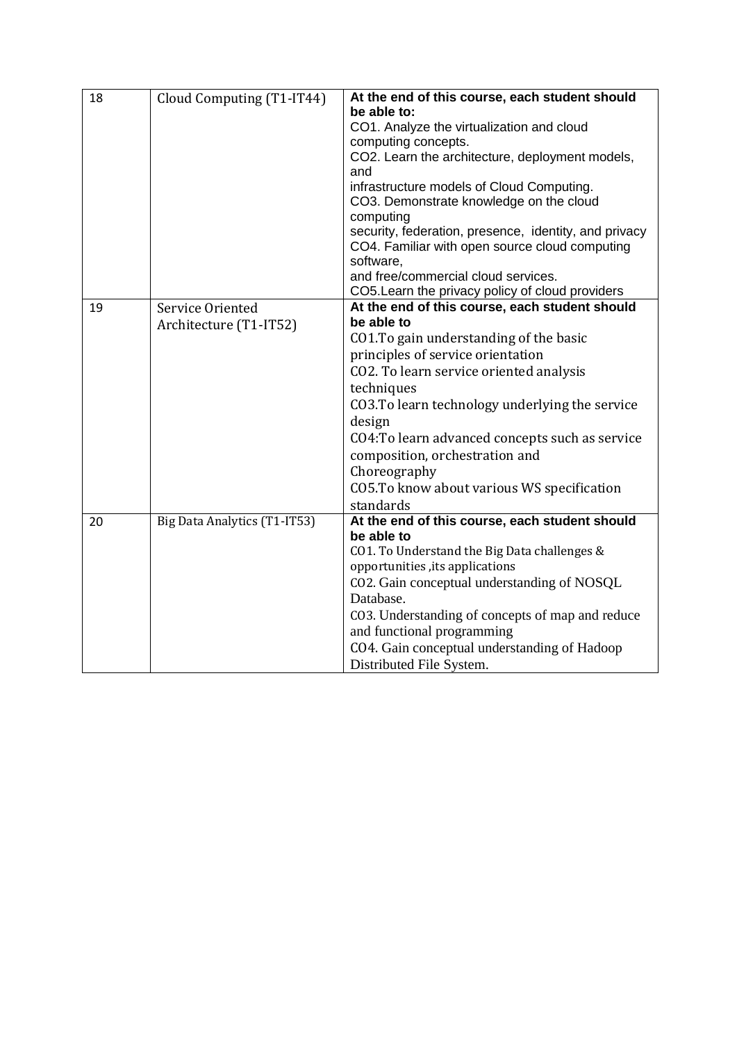| | | |
|---|---|---|
| 18 | Cloud Computing (T1-IT44) | **At the end of this course, each student should be able to:**<br>CO1. Analyze the virtualization and cloud computing concepts.<br>CO2. Learn the architecture, deployment models, and infrastructure models of Cloud Computing.<br>CO3. Demonstrate knowledge on the cloud computing security, federation, presence, identity, and privacy<br>CO4. Familiar with open source cloud computing software, and free/commercial cloud services.<br>CO5.Learn the privacy policy of cloud providers |
| 19 | Service Oriented Architecture (T1-IT52) | **At the end of this course, each student should be able to**<br>CO1.To gain understanding of the basic principles of service orientation<br>CO2. To learn service oriented analysis techniques<br>CO3.To learn technology underlying the service design<br>CO4:To learn advanced concepts such as service composition, orchestration and Choreography<br>CO5.To know about various WS specification standards |
| 20 | Big Data Analytics (T1-IT53) | **At the end of this course, each student should be able to**<br>CO1. To Understand the Big Data challenges & opportunities ,its applications<br>CO2. Gain conceptual understanding of NOSQL Database.<br>CO3. Understanding of concepts of map and reduce and functional programming<br>CO4. Gain conceptual understanding of Hadoop Distributed File System. |